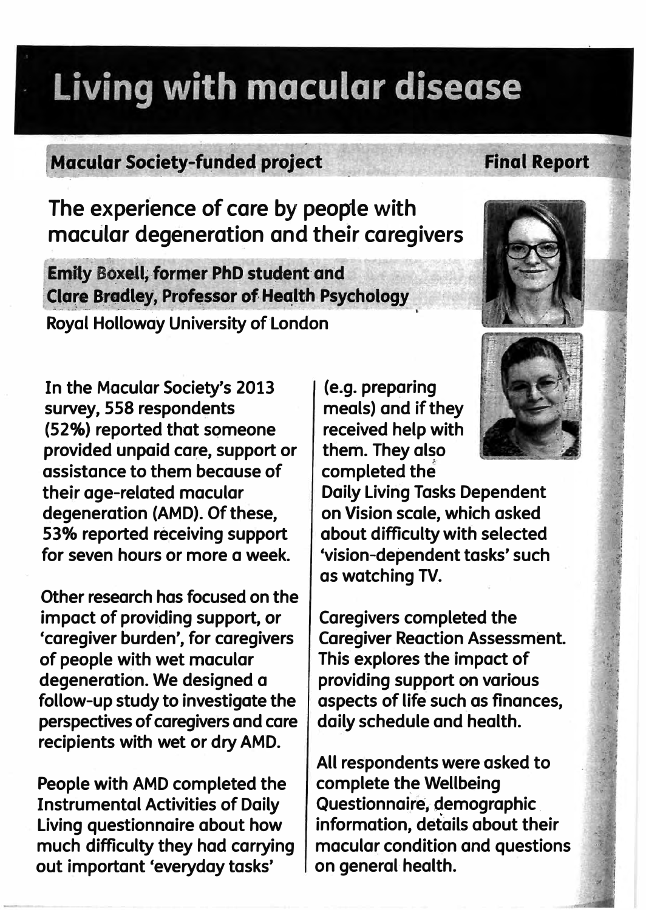# Living with macular disease

**Macular Society-funded project** **Final Report**

## The experience of care by people with macular degeneration and their caregivers

**Emily Boxell, former PhD student and Clare Bradley, Professor of Health Psychology**

Royal Holloway University of London

In the Macular Society's 2013 survey, 558 respondents (52%) reported that someone provided unpaid care, support or assistance to them because of their age-related macular degeneration (AMD). Of these, 53% reported receiving support for seven hours or more a week.

Other research has focused on the impact of providing support, or 'caregiver burden', for caregivers of people with wet macular degeneration. We designed a follow-up study to investigate the perspectives of caregivers and care recipients with wet or dry AMD.

People with AMD completed the Instrumental Activities of Daily Living questionnaire about how much difficulty they had carrying out important 'everyday tasks' (e.g. preparing meals) and if they received help with them. They also completed the Daily Living Tasks Dependent on Vision scale, which asked about difficulty with selected 'vision-dependent tasks' such as watching TV.

Caregivers completed the Caregiver Reaction Assessment. This explores the impact of providing support on various aspects of life such as finances, daily schedule and health.

All respondents were asked to complete the Wellbeing Questionnaire, demographic information, details about their macular condition and questions on general health.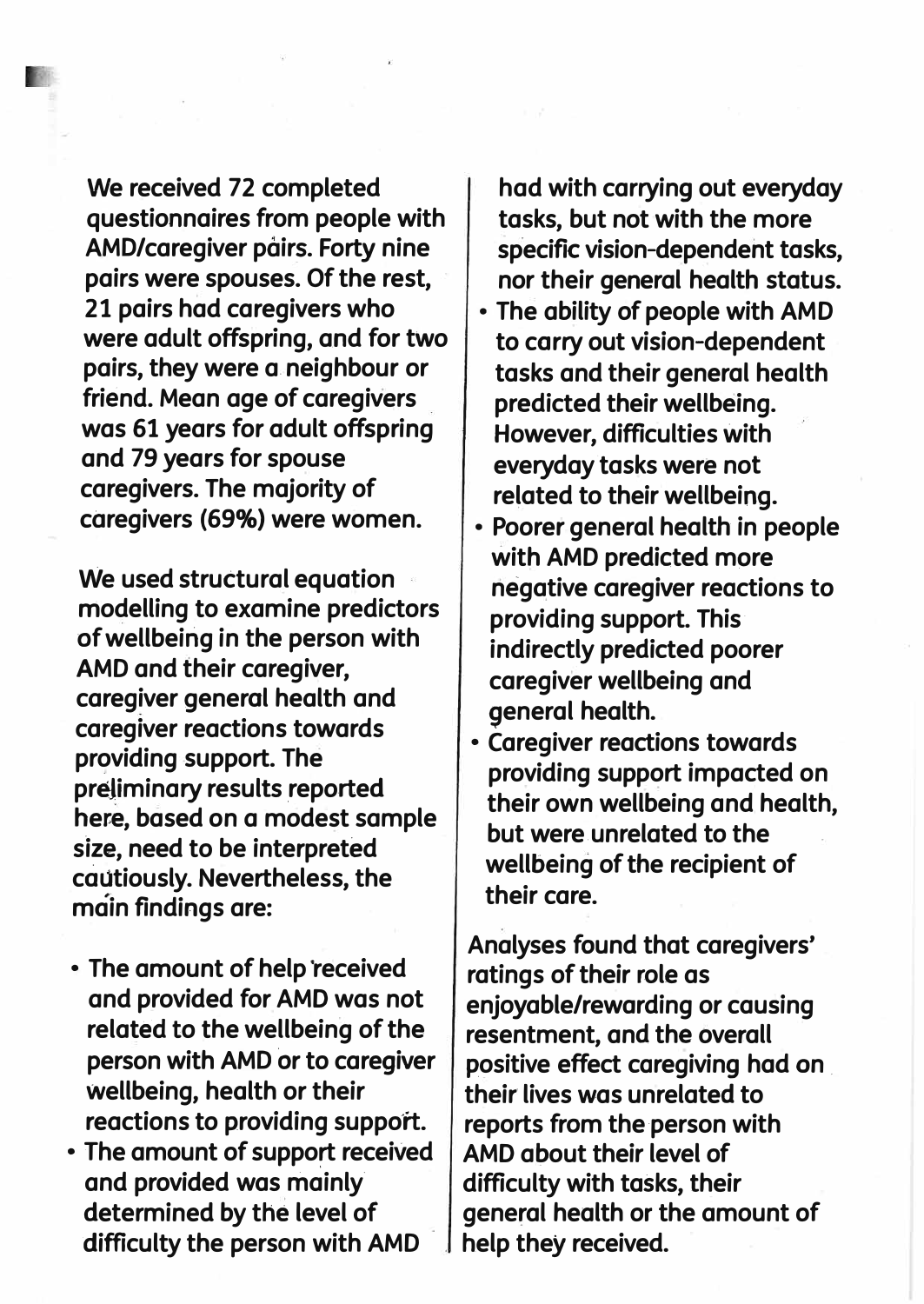We received 72 completed questionnaires from people with AMD/caregiver pairs. Forty nine pairs were spouses. Of the rest, 21 pairs had caregivers who were adult offspring, and for two pairs, they were a neighbour or friend. Mean age of caregivers was 61 years for adult offspring and 79 years for spouse caregivers. The majority of caregivers (69%) were women.

We used structural equation modelling to examine predictors of wellbeing in the person with AMD and their caregiver, caregiver general health and caregiver reactions towards providing support. The preliminary results reported here, based on a modest sample size, need to be interpreted cautiously. Nevertheless, the main findings are:

- The amount of help received and provided for AMD was not related to the wellbeing of the person with AMD or to caregiver wellbeing, health or their reactions to providing support.
- The amount of support received and provided was mainly determined by the level of difficulty the person with AMD had with carrying out everyday tasks, but not with the more specific vision-dependent tasks, nor their general health status.
- The ability of people with AMD to carry out vision-dependent tasks and their general health predicted their wellbeing. However, difficulties with everyday tasks were not related to their wellbeing.
- Poorer general health in people with AMD predicted more negative caregiver reactions to providing support. This indirectly predicted poorer caregiver wellbeing and general health.
- Caregiver reactions towards providing support impacted on their own wellbeing and health, but were unrelated to the wellbeing of the recipient of their care.

Analyses found that caregivers' ratings of their role as enjoyable/rewarding or causing resentment, and the overall positive effect caregiving had on their lives was unrelated to reports from the person with AMD about their level of difficulty with tasks, their general health or the amount of help they received.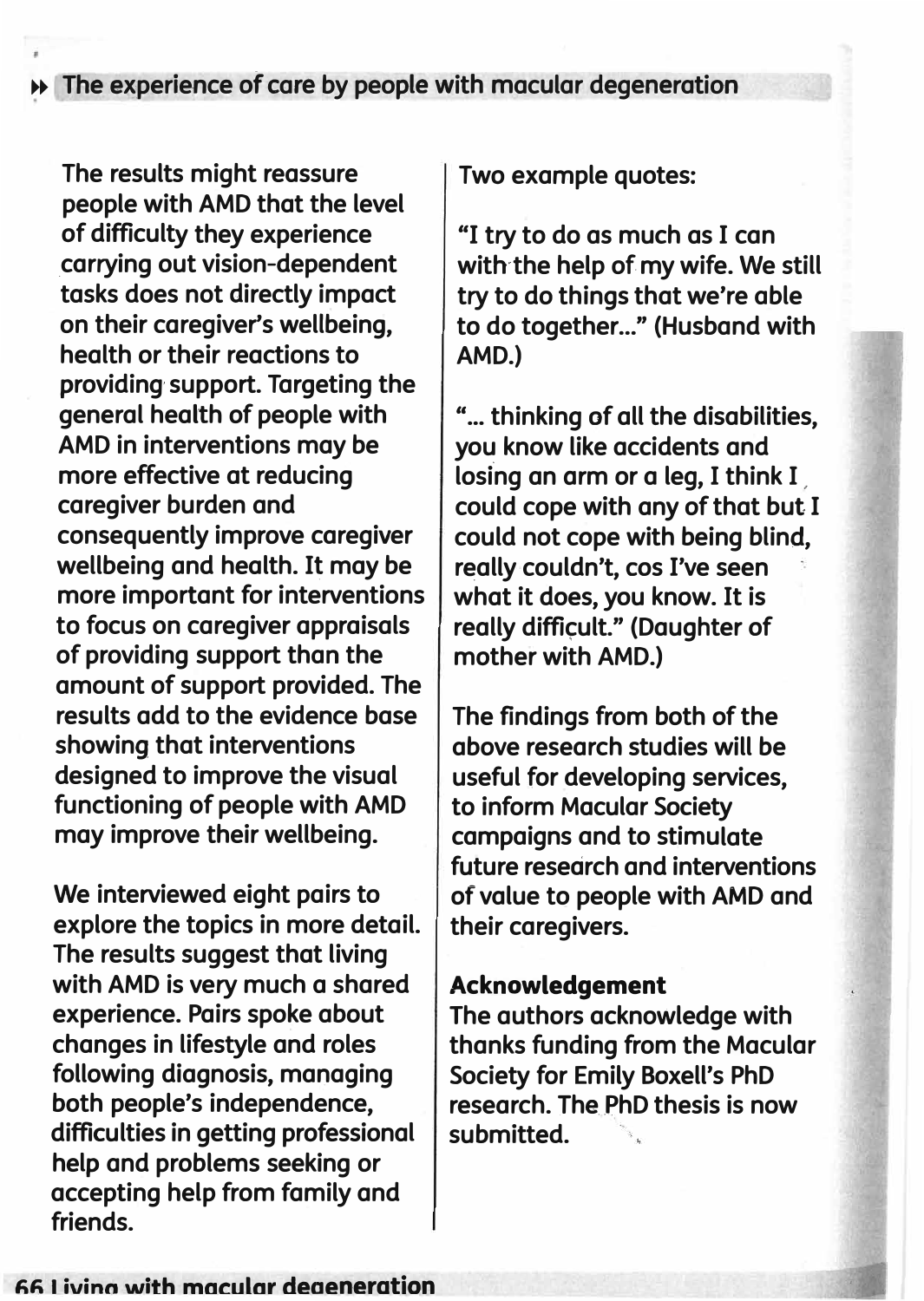The results might reassure people with AMD that the level of difficulty they experience carrying out vision-dependent tasks does not directly impact on their caregiver's wellbeing, health or their reactions to providing support. Targeting the general health of people with AMD in interventions may be more effective at reducing caregiver burden and consequently improve caregiver wellbeing and health. It may be more important for interventions to focus on caregiver appraisals of providing support than the amount of support provided. The results add to the evidence base showing that interventions designed to improve the visual functioning of people with AMD may improve their wellbeing.

We interviewed eight pairs to explore the topics in more detail. The results suggest that living with AMD is very much a shared experience. Pairs spoke about changes in lifestyle and roles following diagnosis, managing both people's independence, difficulties in getting professional help and problems seeking or accepting help from family and friends.

Two example quotes:

"I try to do as much as I can with the help of my wife. We still try to do things that we're able to do together..." (Husband with AMD.)

"... thinking of all the disabilities, you know like accidents and losing an arm or a leg, I think I could cope with any of that but I could not cope with being blind, really couldn't, cos I've seen what it does, you know. It is really difficult." (Daughter of mother with AMD.)

The findings from both of the above research studies will be useful for developing services, to inform Macular Society campaigns and to stimulate future research and interventions of value to people with AMD and their caregivers.

**Acknowledgement**

The authors acknowledge with thanks funding from the Macular Society for Emily Boxell's PhD research. The PhD thesis is now submitted.